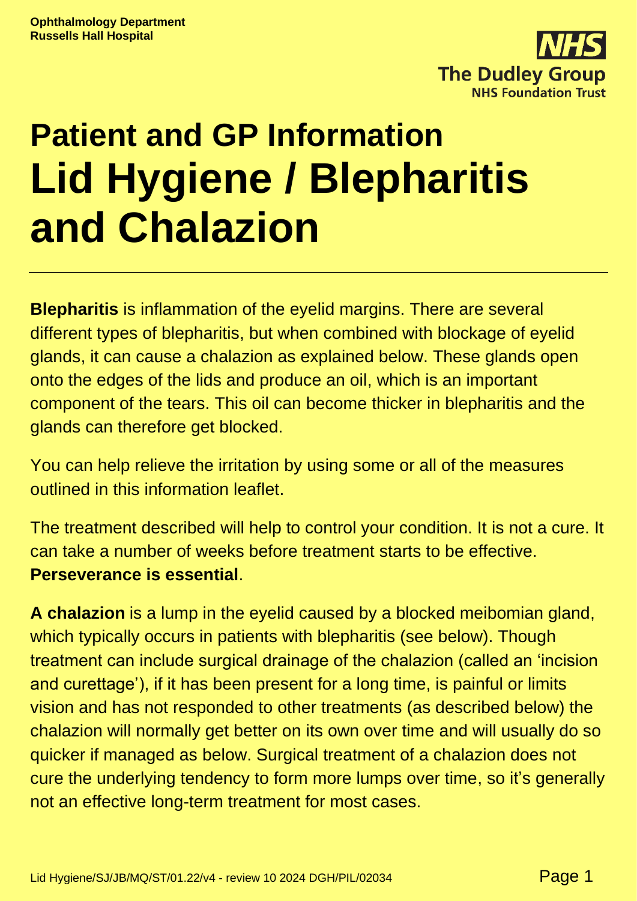Ophthalmology Department
Russells Hall Hospital

The Dudley Group
NHS Foundation Trust

# Patient and GP Information
# Lid Hygiene / Blepharitis and Chalazion

**Blepharitis** is inflammation of the eyelid margins. There are several different types of blepharitis, but when combined with blockage of eyelid glands, it can cause a chalazion as explained below. These glands open onto the edges of the lids and produce an oil, which is an important component of the tears. This oil can become thicker in blepharitis and the glands can therefore get blocked.

You can help relieve the irritation by using some or all of the measures outlined in this information leaflet.

The treatment described will help to control your condition. It is not a cure. It can take a number of weeks before treatment starts to be effective. **Perseverance is essential**.

**A chalazion** is a lump in the eyelid caused by a blocked meibomian gland, which typically occurs in patients with blepharitis (see below). Though treatment can include surgical drainage of the chalazion (called an 'incision and curettage'), if it has been present for a long time, is painful or limits vision and has not responded to other treatments (as described below) the chalazion will normally get better on its own over time and will usually do so quicker if managed as below. Surgical treatment of a chalazion does not cure the underlying tendency to form more lumps over time, so it's generally not an effective long-term treatment for most cases.

Lid Hygiene/SJ/JB/MQ/ST/01.22/v4 - review 10 2024 DGH/PIL/02034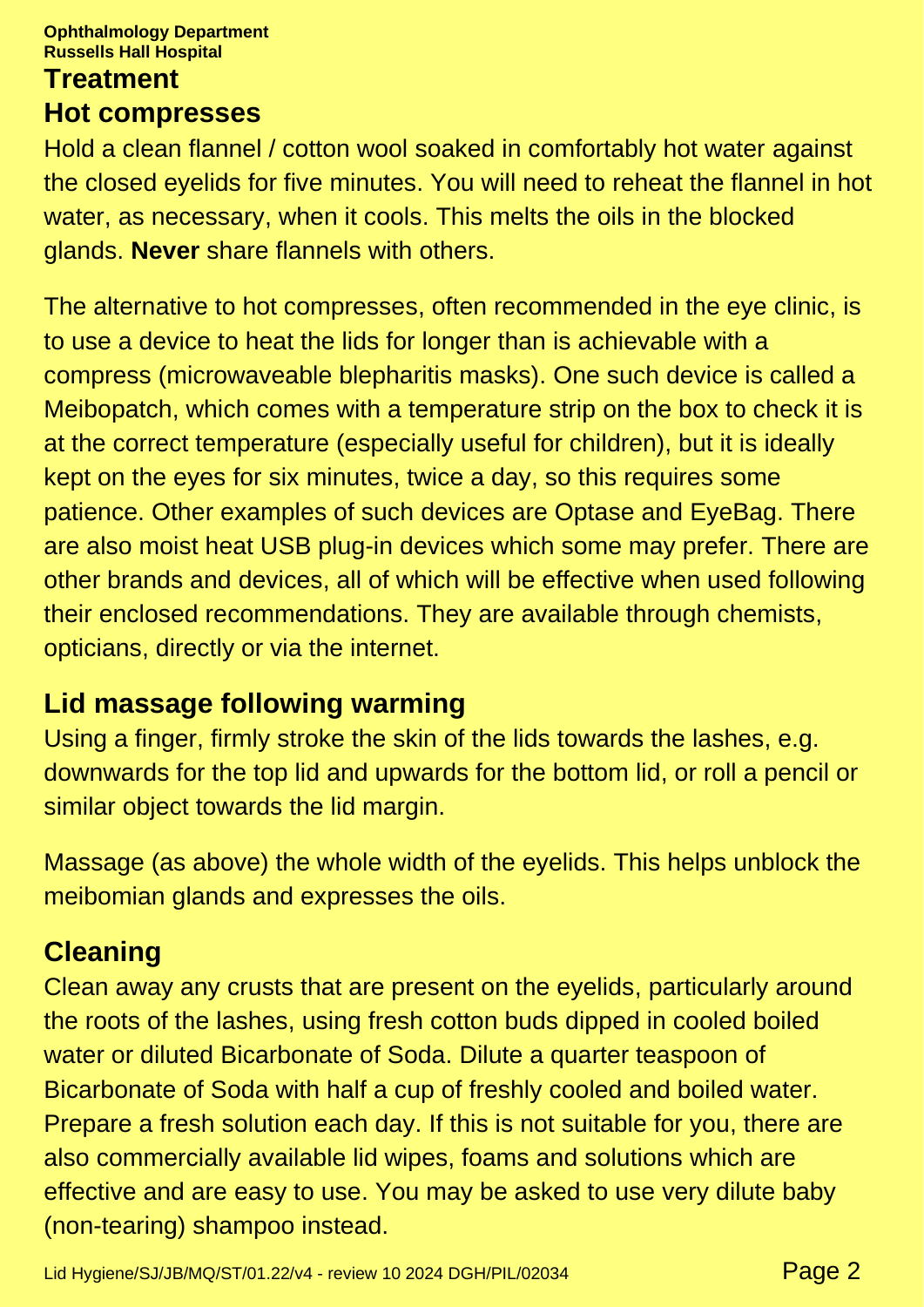## Treatment

### Hot compresses

Hold a clean flannel / cotton wool soaked in comfortably hot water against the closed eyelids for five minutes. You will need to reheat the flannel in hot water, as necessary, when it cools. This melts the oils in the blocked glands. **Never** share flannels with others.

The alternative to hot compresses, often recommended in the eye clinic, is to use a device to heat the lids for longer than is achievable with a compress (microwaveable blepharitis masks). One such device is called a Meibopatch, which comes with a temperature strip on the box to check it is at the correct temperature (especially useful for children), but it is ideally kept on the eyes for six minutes, twice a day, so this requires some patience. Other examples of such devices are Optase and EyeBag. There are also moist heat USB plug-in devices which some may prefer. There are other brands and devices, all of which will be effective when used following their enclosed recommendations. They are available through chemists, opticians, directly or via the internet.

### Lid massage following warming

Using a finger, firmly stroke the skin of the lids towards the lashes, e.g. downwards for the top lid and upwards for the bottom lid, or roll a pencil or similar object towards the lid margin.

Massage (as above) the whole width of the eyelids. This helps unblock the meibomian glands and expresses the oils.

### Cleaning

Clean away any crusts that are present on the eyelids, particularly around the roots of the lashes, using fresh cotton buds dipped in cooled boiled water or diluted Bicarbonate of Soda. Dilute a quarter teaspoon of Bicarbonate of Soda with half a cup of freshly cooled and boiled water. Prepare a fresh solution each day. If this is not suitable for you, there are also commercially available lid wipes, foams and solutions which are effective and are easy to use. You may be asked to use very dilute baby (non-tearing) shampoo instead.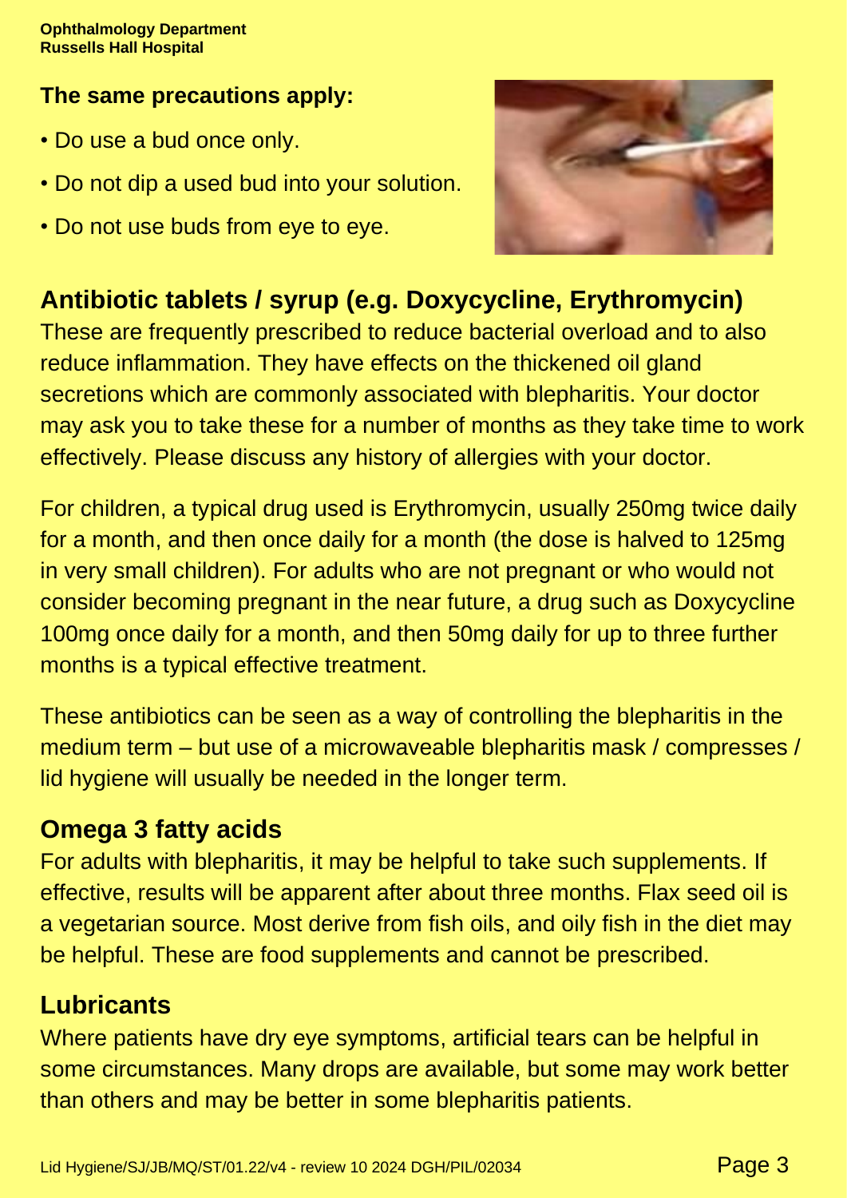**The same precautions apply:**

- Do use a bud once only.
- Do not dip a used bud into your solution.
- Do not use buds from eye to eye.

## Antibiotic tablets / syrup (e.g. Doxycycline, Erythromycin)

These are frequently prescribed to reduce bacterial overload and to also reduce inflammation. They have effects on the thickened oil gland secretions which are commonly associated with blepharitis. Your doctor may ask you to take these for a number of months as they take time to work effectively. Please discuss any history of allergies with your doctor.

For children, a typical drug used is Erythromycin, usually 250mg twice daily for a month, and then once daily for a month (the dose is halved to 125mg in very small children). For adults who are not pregnant or who would not consider becoming pregnant in the near future, a drug such as Doxycycline 100mg once daily for a month, and then 50mg daily for up to three further months is a typical effective treatment.

These antibiotics can be seen as a way of controlling the blepharitis in the medium term – but use of a microwaveable blepharitis mask / compresses / lid hygiene will usually be needed in the longer term.

## Omega 3 fatty acids

For adults with blepharitis, it may be helpful to take such supplements. If effective, results will be apparent after about three months. Flax seed oil is a vegetarian source. Most derive from fish oils, and oily fish in the diet may be helpful. These are food supplements and cannot be prescribed.

## Lubricants

Where patients have dry eye symptoms, artificial tears can be helpful in some circumstances. Many drops are available, but some may work better than others and may be better in some blepharitis patients.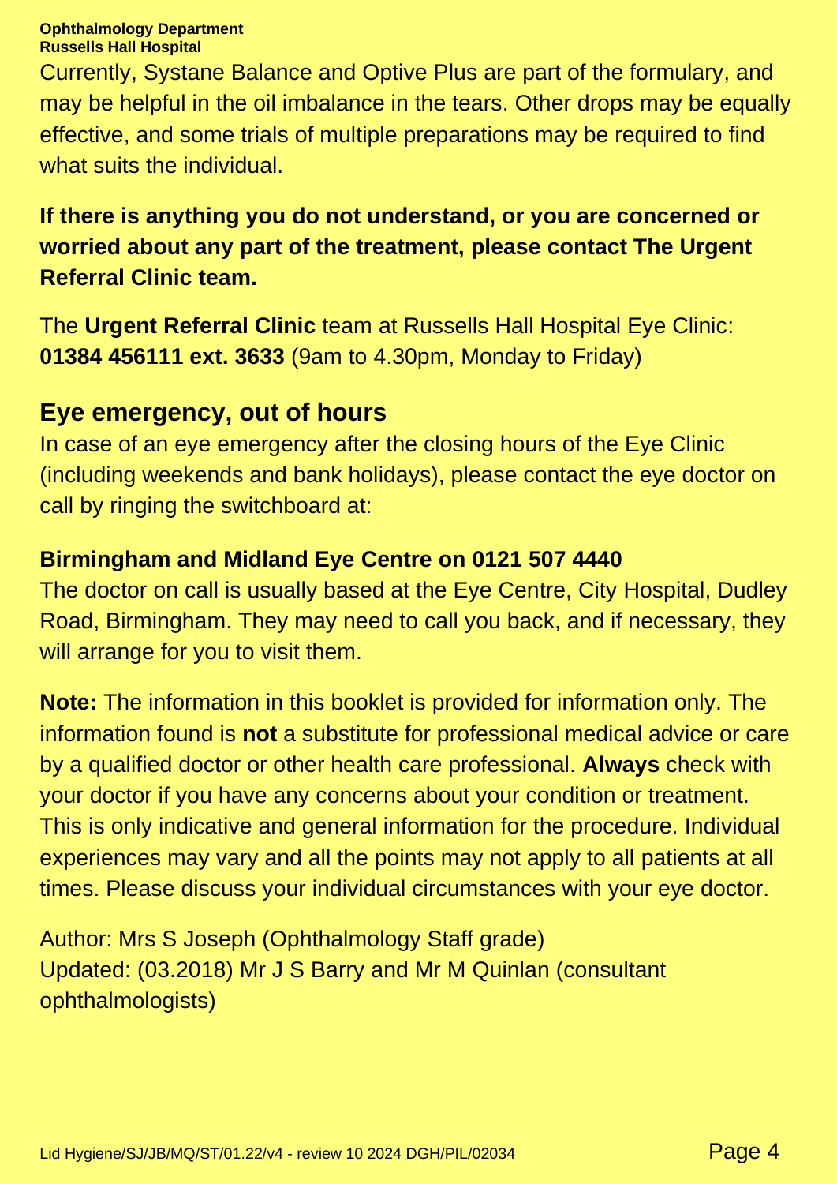Currently, Systane Balance and Optive Plus are part of the formulary, and may be helpful in the oil imbalance in the tears. Other drops may be equally effective, and some trials of multiple preparations may be required to find what suits the individual.

**If there is anything you do not understand, or you are concerned or worried about any part of the treatment, please contact The Urgent Referral Clinic team.**

The **Urgent Referral Clinic** team at Russells Hall Hospital Eye Clinic: **01384 456111 ext. 3633** (9am to 4.30pm, Monday to Friday)

## Eye emergency, out of hours

In case of an eye emergency after the closing hours of the Eye Clinic (including weekends and bank holidays), please contact the eye doctor on call by ringing the switchboard at:

**Birmingham and Midland Eye Centre on 0121 507 4440**
The doctor on call is usually based at the Eye Centre, City Hospital, Dudley Road, Birmingham. They may need to call you back, and if necessary, they will arrange for you to visit them.

**Note:** The information in this booklet is provided for information only. The information found is **not** a substitute for professional medical advice or care by a qualified doctor or other health care professional. **Always** check with your doctor if you have any concerns about your condition or treatment. This is only indicative and general information for the procedure. Individual experiences may vary and all the points may not apply to all patients at all times. Please discuss your individual circumstances with your eye doctor.

Author: Mrs S Joseph (Ophthalmology Staff grade)
Updated: (03.2018) Mr J S Barry and Mr M Quinlan (consultant ophthalmologists)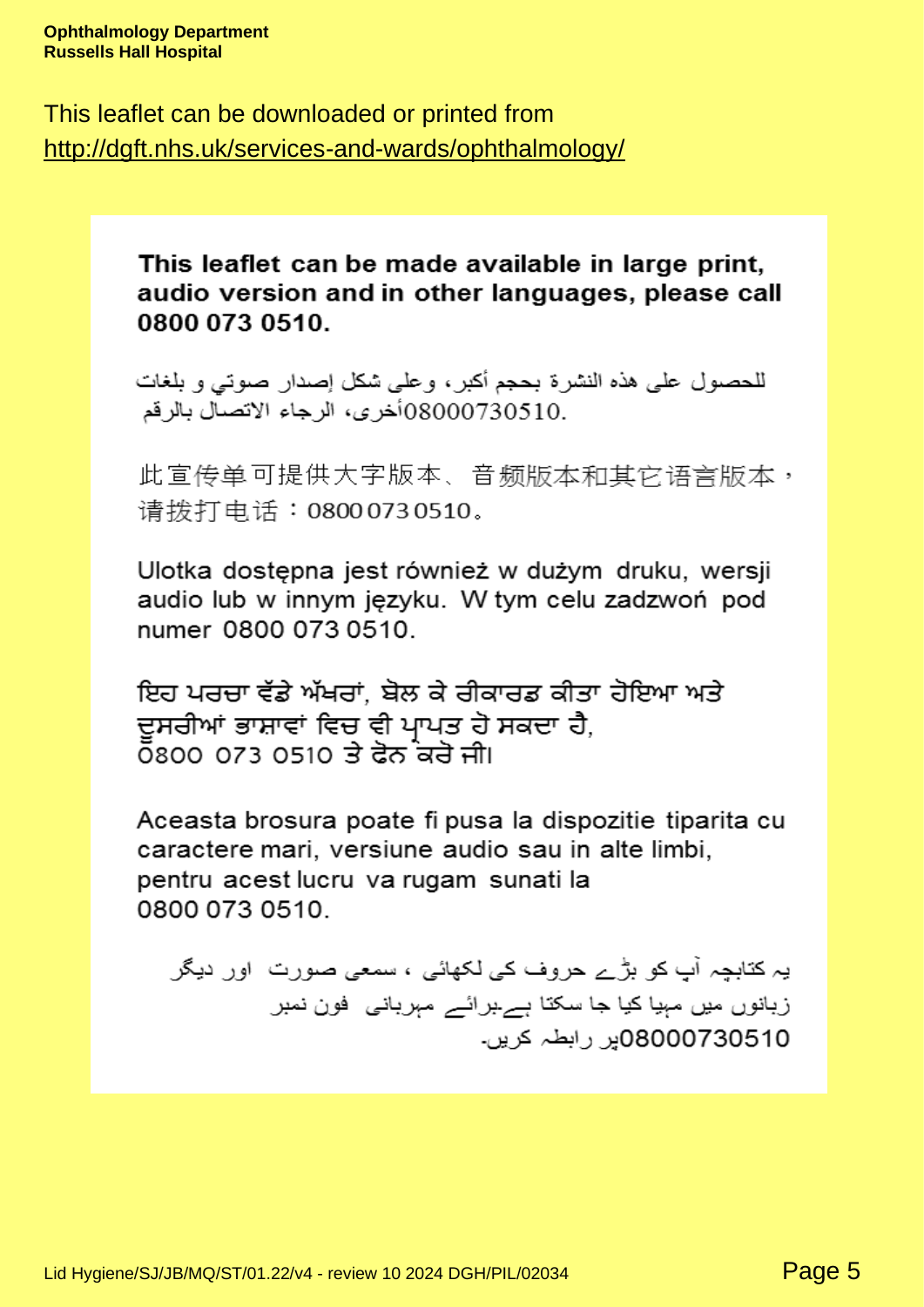**Ophthalmology Department**
**Russells Hall Hospital**

This leaflet can be downloaded or printed from
http://dgft.nhs.uk/services-and-wards/ophthalmology/

**This leaflet can be made available in large print, audio version and in other languages, please call 0800 073 0510.**

للحصول على هذه النشرة بحجم أكبر، وعلى شكل إصدار صوتي و بلغات أخرى، الرجاء الاتصال بالرقم 08000730510.

此宣传单可提供大字版本、音频版本和其它语言版本，请拨打电话：0800 073 0510。

Ulotka dostępna jest również w dużym druku, wersji audio lub w innym języku. W tym celu zadzwoń pod numer 0800 073 0510.

ਇਹ ਪਰਚਾ ਵੱਡੇ ਅੱਖਰਾਂ, ਬੋਲ ਕੇ ਰੀਕਾਰਡ ਕੀਤਾ ਹੋਇਆ ਅਤੇ ਦੂਸਰੀਆਂ ਭਾਸ਼ਾਵਾਂ ਵਿਚ ਵੀ ਪ੍ਰਾਪਤ ਹੋ ਸਕਦਾ ਹੈ, 0800 073 0510 ਤੇ ਫੋਨ ਕਰੋ ਜੀ।

Aceasta brosura poate fi pusa la dispozitie tiparita cu caractere mari, versiune audio sau in alte limbi, pentru acest lucru va rugam sunati la 0800 073 0510.

یہ کتابچہ آپ کو بڑے حروف کی لکھائی ، سمعی صورت اور دیگر زبانوں میں مہیا کیا جا سکتا ہے۔برائے مہربانی فون نمبر 08000730510پر رابطہ کریں۔

Lid Hygiene/SJ/JB/MQ/ST/01.22/v4 - review 10 2024 DGH/PIL/02034